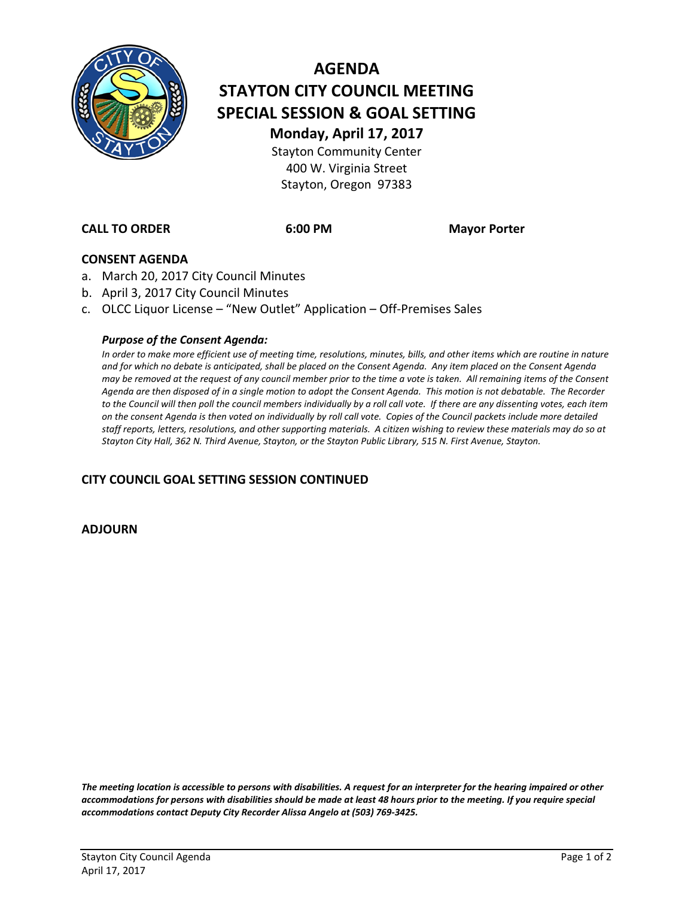# AGENDA
# STAYTON CITY COUNCIL MEETING
# SPECIAL SESSION & GOAL SETTING

**Monday, April 17, 2017**

Stayton Community Center
400 W. Virginia Street
Stayton, Oregon 97383

**CALL TO ORDER** **6:00 PM** **Mayor Porter**

## CONSENT AGENDA

a. March 20, 2017 City Council Minutes
b. April 3, 2017 City Council Minutes
c. OLCC Liquor License – "New Outlet" Application – Off-Premises Sales

***Purpose of the Consent Agenda:***

*In order to make more efficient use of meeting time, resolutions, minutes, bills, and other items which are routine in nature and for which no debate is anticipated, shall be placed on the Consent Agenda. Any item placed on the Consent Agenda may be removed at the request of any council member prior to the time a vote is taken. All remaining items of the Consent Agenda are then disposed of in a single motion to adopt the Consent Agenda. This motion is not debatable. The Recorder to the Council will then poll the council members individually by a roll call vote. If there are any dissenting votes, each item on the consent Agenda is then voted on individually by roll call vote. Copies of the Council packets include more detailed staff reports, letters, resolutions, and other supporting materials. A citizen wishing to review these materials may do so at Stayton City Hall, 362 N. Third Avenue, Stayton, or the Stayton Public Library, 515 N. First Avenue, Stayton.*

## CITY COUNCIL GOAL SETTING SESSION CONTINUED

## ADJOURN

***The meeting location is accessible to persons with disabilities. A request for an interpreter for the hearing impaired or other accommodations for persons with disabilities should be made at least 48 hours prior to the meeting. If you require special accommodations contact Deputy City Recorder Alissa Angelo at (503) 769-3425.***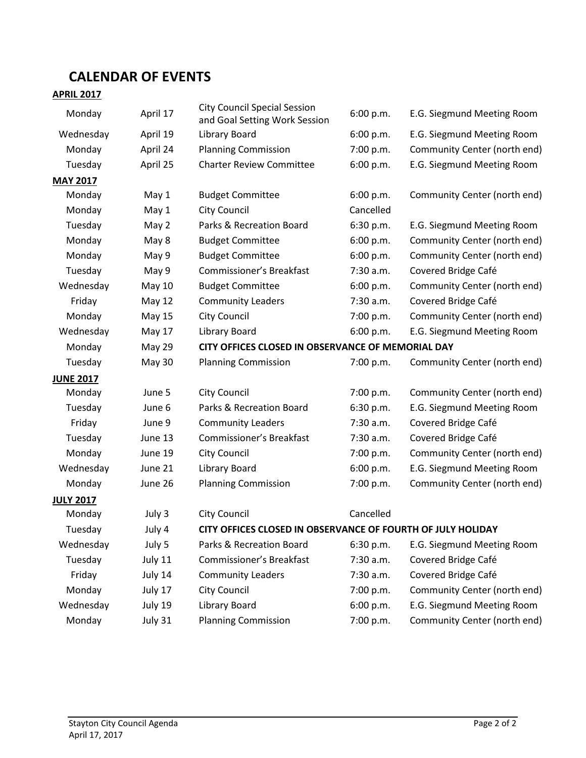# CALENDAR OF EVENTS

**APRIL 2017**

| | | | | |
|---|---|---|---|---|
| Monday | April 17 | City Council Special Session and Goal Setting Work Session | 6:00 p.m. | E.G. Siegmund Meeting Room |
| Wednesday | April 19 | Library Board | 6:00 p.m. | E.G. Siegmund Meeting Room |
| Monday | April 24 | Planning Commission | 7:00 p.m. | Community Center (north end) |
| Tuesday | April 25 | Charter Review Committee | 6:00 p.m. | E.G. Siegmund Meeting Room |

**MAY 2017**

| | | | | |
|---|---|---|---|---|
| Monday | May 1 | Budget Committee | 6:00 p.m. | Community Center (north end) |
| Monday | May 1 | City Council | Cancelled | |
| Tuesday | May 2 | Parks & Recreation Board | 6:30 p.m. | E.G. Siegmund Meeting Room |
| Monday | May 8 | Budget Committee | 6:00 p.m. | Community Center (north end) |
| Monday | May 9 | Budget Committee | 6:00 p.m. | Community Center (north end) |
| Tuesday | May 9 | Commissioner's Breakfast | 7:30 a.m. | Covered Bridge Café |
| Wednesday | May 10 | Budget Committee | 6:00 p.m. | Community Center (north end) |
| Friday | May 12 | Community Leaders | 7:30 a.m. | Covered Bridge Café |
| Monday | May 15 | City Council | 7:00 p.m. | Community Center (north end) |
| Wednesday | May 17 | Library Board | 6:00 p.m. | E.G. Siegmund Meeting Room |
| Monday | May 29 | **CITY OFFICES CLOSED IN OBSERVANCE OF MEMORIAL DAY** | | |
| Tuesday | May 30 | Planning Commission | 7:00 p.m. | Community Center (north end) |

**JUNE 2017**

| | | | | |
|---|---|---|---|---|
| Monday | June 5 | City Council | 7:00 p.m. | Community Center (north end) |
| Tuesday | June 6 | Parks & Recreation Board | 6:30 p.m. | E.G. Siegmund Meeting Room |
| Friday | June 9 | Community Leaders | 7:30 a.m. | Covered Bridge Café |
| Tuesday | June 13 | Commissioner's Breakfast | 7:30 a.m. | Covered Bridge Café |
| Monday | June 19 | City Council | 7:00 p.m. | Community Center (north end) |
| Wednesday | June 21 | Library Board | 6:00 p.m. | E.G. Siegmund Meeting Room |
| Monday | June 26 | Planning Commission | 7:00 p.m. | Community Center (north end) |

**JULY 2017**

| | | | | |
|---|---|---|---|---|
| Monday | July 3 | City Council | Cancelled | |
| Tuesday | July 4 | **CITY OFFICES CLOSED IN OBSERVANCE OF FOURTH OF JULY HOLIDAY** | | |
| Wednesday | July 5 | Parks & Recreation Board | 6:30 p.m. | E.G. Siegmund Meeting Room |
| Tuesday | July 11 | Commissioner's Breakfast | 7:30 a.m. | Covered Bridge Café |
| Friday | July 14 | Community Leaders | 7:30 a.m. | Covered Bridge Café |
| Monday | July 17 | City Council | 7:00 p.m. | Community Center (north end) |
| Wednesday | July 19 | Library Board | 6:00 p.m. | E.G. Siegmund Meeting Room |
| Monday | July 31 | Planning Commission | 7:00 p.m. | Community Center (north end) |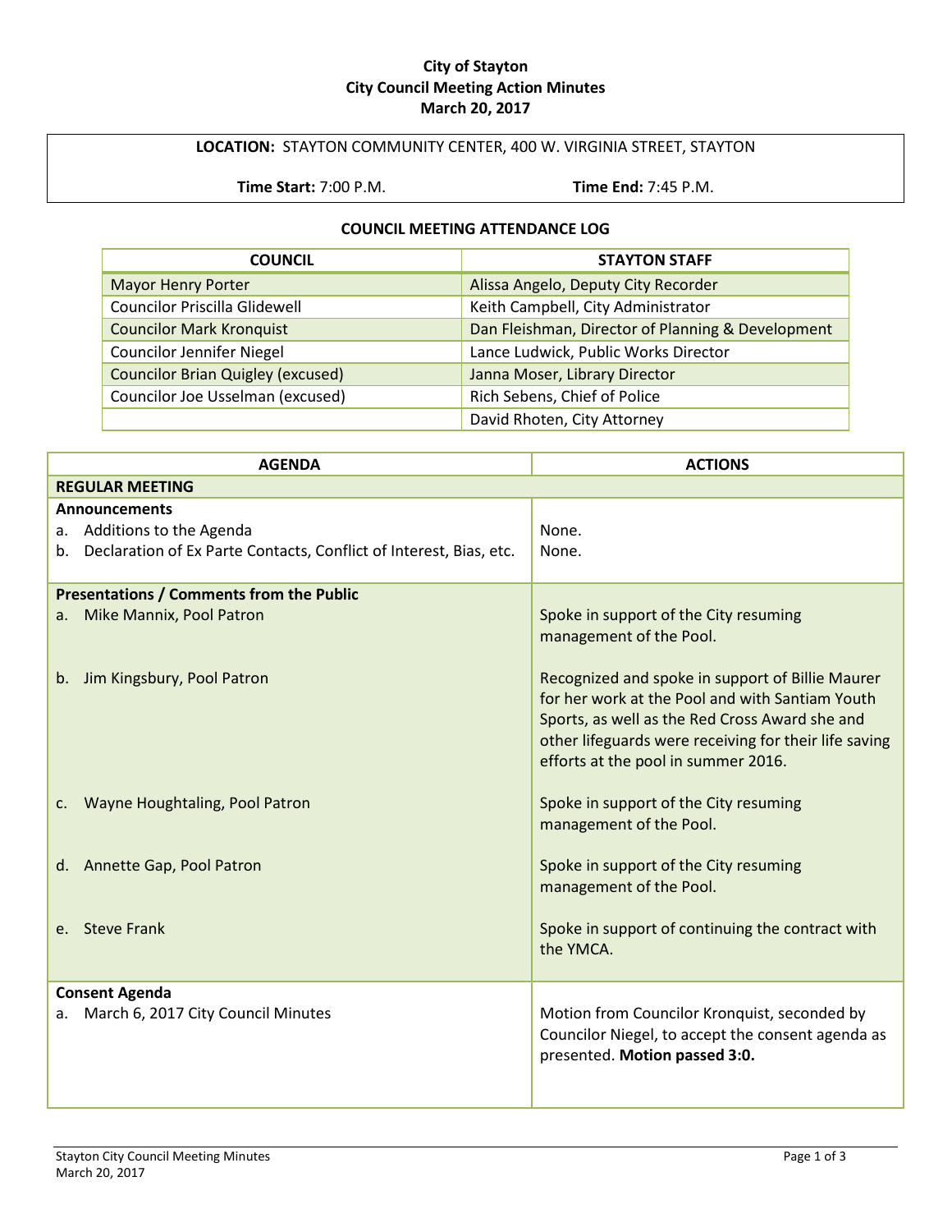# City of Stayton
## City Council Meeting Action Minutes
### March 20, 2017

**LOCATION:** STAYTON COMMUNITY CENTER, 400 W. VIRGINIA STREET, STAYTON

**Time Start:** 7:00 P.M. **Time End:** 7:45 P.M.

**COUNCIL MEETING ATTENDANCE LOG**

| COUNCIL | STAYTON STAFF |
|---|---|
| Mayor Henry Porter | Alissa Angelo, Deputy City Recorder |
| Councilor Priscilla Glidewell | Keith Campbell, City Administrator |
| Councilor Mark Kronquist | Dan Fleishman, Director of Planning & Development |
| Councilor Jennifer Niegel | Lance Ludwick, Public Works Director |
| Councilor Brian Quigley (excused) | Janna Moser, Library Director |
| Councilor Joe Usselman (excused) | Rich Sebens, Chief of Police |
| | David Rhoten, City Attorney |

| AGENDA | ACTIONS |
|---|---|
| **REGULAR MEETING** | |
| **Announcements** | |
| a. Additions to the Agenda | None. |
| b. Declaration of Ex Parte Contacts, Conflict of Interest, Bias, etc. | None. |
| **Presentations / Comments from the Public** | |
| a. Mike Mannix, Pool Patron | Spoke in support of the City resuming management of the Pool. |
| b. Jim Kingsbury, Pool Patron | Recognized and spoke in support of Billie Maurer for her work at the Pool and with Santiam Youth Sports, as well as the Red Cross Award she and other lifeguards were receiving for their life saving efforts at the pool in summer 2016. |
| c. Wayne Houghtaling, Pool Patron | Spoke in support of the City resuming management of the Pool. |
| d. Annette Gap, Pool Patron | Spoke in support of the City resuming management of the Pool. |
| e. Steve Frank | Spoke in support of continuing the contract with the YMCA. |
| **Consent Agenda** | |
| a. March 6, 2017 City Council Minutes | Motion from Councilor Kronquist, seconded by Councilor Niegel, to accept the consent agenda as presented. **Motion passed 3:0.** |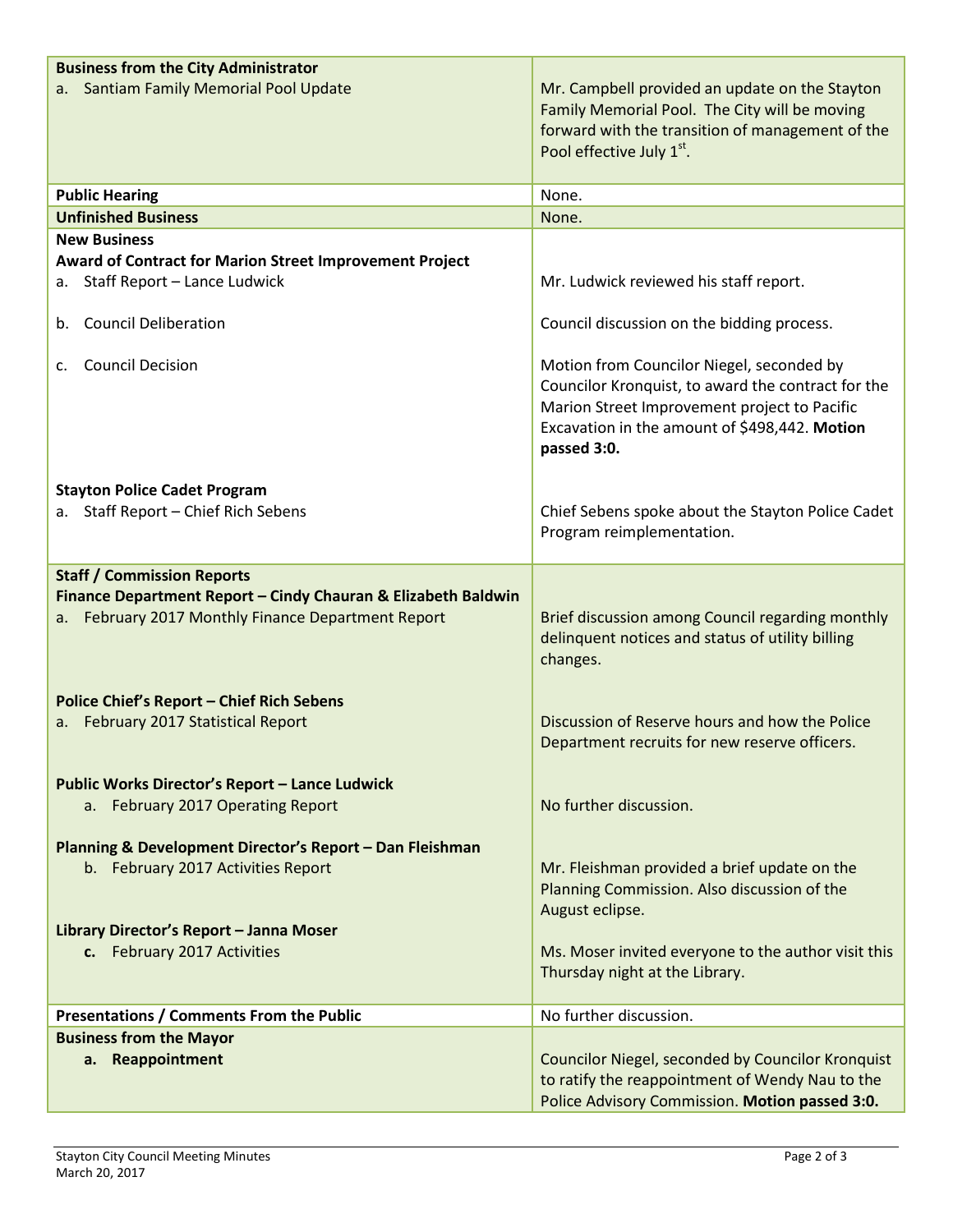| | |
|---|---|
| **Business from the City Administrator**<br>a. Santiam Family Memorial Pool Update | Mr. Campbell provided an update on the Stayton Family Memorial Pool. The City will be moving forward with the transition of management of the Pool effective July 1st. |
| **Public Hearing** | None. |
| **Unfinished Business** | None. |
| **New Business**<br>**Award of Contract for Marion Street Improvement Project**<br>a. Staff Report – Lance Ludwick | Mr. Ludwick reviewed his staff report. |
| b. Council Deliberation | Council discussion on the bidding process. |
| c. Council Decision | Motion from Councilor Niegel, seconded by Councilor Kronquist, to award the contract for the Marion Street Improvement project to Pacific Excavation in the amount of $498,442. **Motion passed 3:0.** |
| **Stayton Police Cadet Program**<br>a. Staff Report – Chief Rich Sebens | Chief Sebens spoke about the Stayton Police Cadet Program reimplementation. |
| **Staff / Commission Reports**<br>**Finance Department Report – Cindy Chauran & Elizabeth Baldwin**<br>a. February 2017 Monthly Finance Department Report | Brief discussion among Council regarding monthly delinquent notices and status of utility billing changes. |
| **Police Chief's Report – Chief Rich Sebens**<br>a. February 2017 Statistical Report | Discussion of Reserve hours and how the Police Department recruits for new reserve officers. |
| **Public Works Director's Report – Lance Ludwick**<br>a. February 2017 Operating Report | No further discussion. |
| **Planning & Development Director's Report – Dan Fleishman**<br>b. February 2017 Activities Report | Mr. Fleishman provided a brief update on the Planning Commission. Also discussion of the August eclipse. |
| **Library Director's Report – Janna Moser**<br>c. February 2017 Activities | Ms. Moser invited everyone to the author visit this Thursday night at the Library. |
| **Presentations / Comments From the Public** | No further discussion. |
| **Business from the Mayor**<br>**a. Reappointment** | Councilor Niegel, seconded by Councilor Kronquist to ratify the reappointment of Wendy Nau to the Police Advisory Commission. **Motion passed 3:0.** |

Stayton City Council Meeting Minutes
March 20, 2017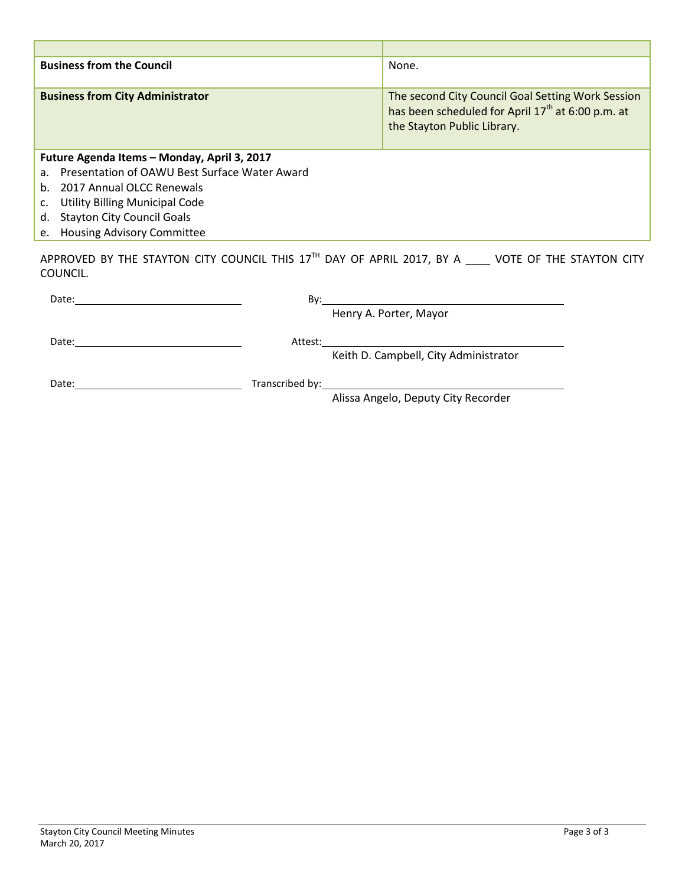| | |
|---|---|
| **Business from the Council** | None. |
| **Business from City Administrator** | The second City Council Goal Setting Work Session has been scheduled for April 17th at 6:00 p.m. at the Stayton Public Library. |

**Future Agenda Items – Monday, April 3, 2017**

a. Presentation of OAWU Best Surface Water Award
b. 2017 Annual OLCC Renewals
c. Utility Billing Municipal Code
d. Stayton City Council Goals
e. Housing Advisory Committee

APPROVED BY THE STAYTON CITY COUNCIL THIS 17TH DAY OF APRIL 2017, BY A ____ VOTE OF THE STAYTON CITY COUNCIL.

Date:\_\_\_\_\_\_\_\_\_\_\_\_\_\_\_\_\_\_\_\_ By:\_\_\_\_\_\_\_\_\_\_\_\_\_\_\_\_\_\_\_\_\_\_\_\_\_\_\_\_
Henry A. Porter, Mayor

Date:\_\_\_\_\_\_\_\_\_\_\_\_\_\_\_\_\_\_\_\_ Attest:\_\_\_\_\_\_\_\_\_\_\_\_\_\_\_\_\_\_\_\_\_\_\_\_\_\_\_\_
Keith D. Campbell, City Administrator

Date:\_\_\_\_\_\_\_\_\_\_\_\_\_\_\_\_\_\_\_\_ Transcribed by:\_\_\_\_\_\_\_\_\_\_\_\_\_\_\_\_\_\_\_\_\_\_\_\_\_\_\_\_
Alissa Angelo, Deputy City Recorder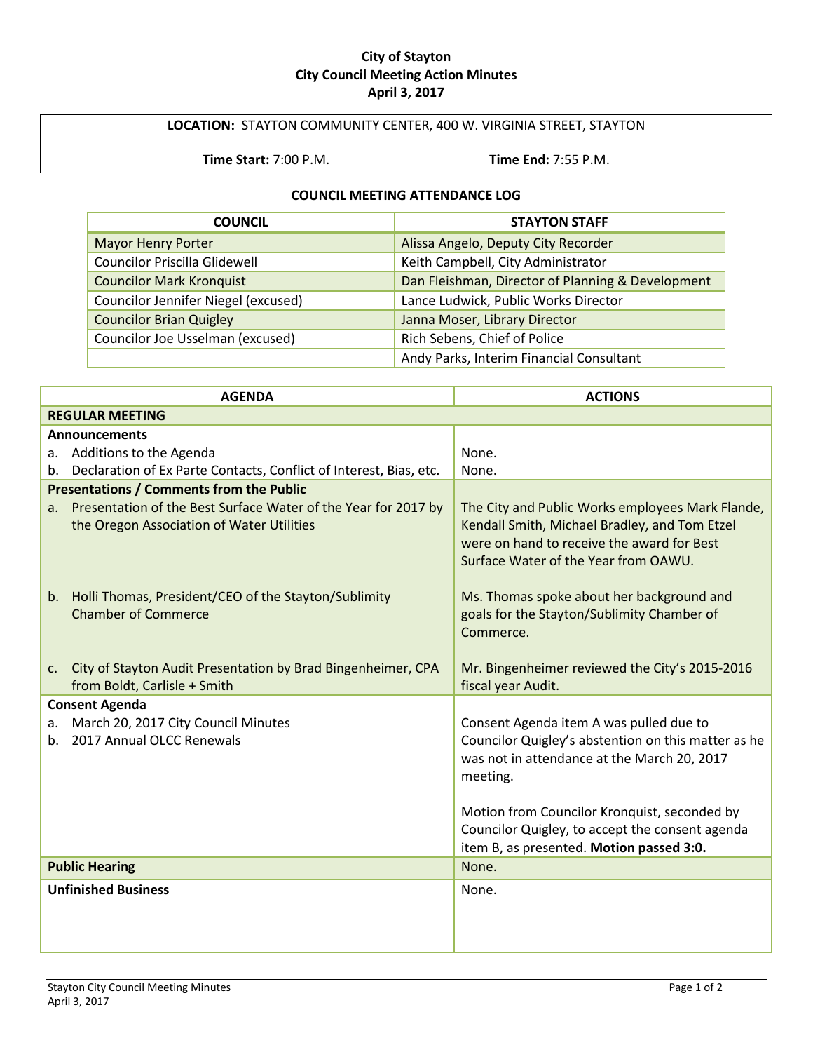# City of Stayton
## City Council Meeting Action Minutes
### April 3, 2017

**LOCATION:** STAYTON COMMUNITY CENTER, 400 W. VIRGINIA STREET, STAYTON

**Time Start:** 7:00 P.M. **Time End:** 7:55 P.M.

**COUNCIL MEETING ATTENDANCE LOG**

| COUNCIL | STAYTON STAFF |
|---|---|
| Mayor Henry Porter | Alissa Angelo, Deputy City Recorder |
| Councilor Priscilla Glidewell | Keith Campbell, City Administrator |
| Councilor Mark Kronquist | Dan Fleishman, Director of Planning & Development |
| Councilor Jennifer Niegel (excused) | Lance Ludwick, Public Works Director |
| Councilor Brian Quigley | Janna Moser, Library Director |
| Councilor Joe Usselman (excused) | Rich Sebens, Chief of Police |
| | Andy Parks, Interim Financial Consultant |

| AGENDA | ACTIONS |
|---|---|
| **REGULAR MEETING** | |
| **Announcements** | |
| a. Additions to the Agenda | None. |
| b. Declaration of Ex Parte Contacts, Conflict of Interest, Bias, etc. | None. |
| **Presentations / Comments from the Public** | |
| a. Presentation of the Best Surface Water of the Year for 2017 by the Oregon Association of Water Utilities | The City and Public Works employees Mark Flande, Kendall Smith, Michael Bradley, and Tom Etzel were on hand to receive the award for Best Surface Water of the Year from OAWU. |
| b. Holli Thomas, President/CEO of the Stayton/Sublimity Chamber of Commerce | Ms. Thomas spoke about her background and goals for the Stayton/Sublimity Chamber of Commerce. |
| c. City of Stayton Audit Presentation by Brad Bingenheimer, CPA from Boldt, Carlisle + Smith | Mr. Bingenheimer reviewed the City's 2015-2016 fiscal year Audit. |
| **Consent Agenda** | |
| a. March 20, 2017 City Council Minutes<br>b. 2017 Annual OLCC Renewals | Consent Agenda item A was pulled due to Councilor Quigley's abstention on this matter as he was not in attendance at the March 20, 2017 meeting.<br><br>Motion from Councilor Kronquist, seconded by Councilor Quigley, to accept the consent agenda item B, as presented. **Motion passed 3:0.** |
| **Public Hearing** | None. |
| **Unfinished Business** | None. |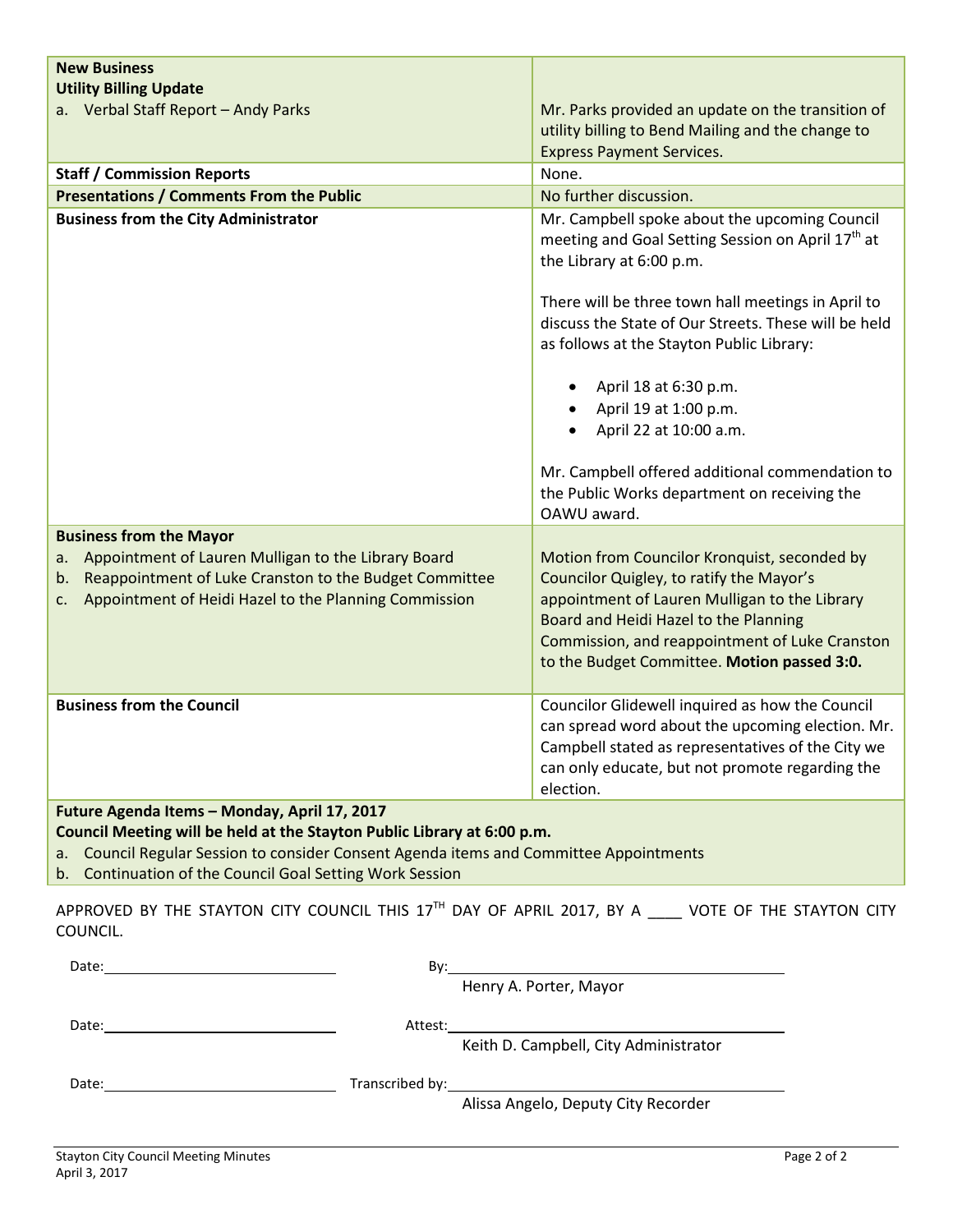| **New Business**<br>**Utility Billing Update**<br>a. Verbal Staff Report – Andy Parks | Mr. Parks provided an update on the transition of utility billing to Bend Mailing and the change to Express Payment Services. |
|---|---|
| **Staff / Commission Reports** | None. |
| **Presentations / Comments From the Public** | No further discussion. |
| **Business from the City Administrator** | Mr. Campbell spoke about the upcoming Council meeting and Goal Setting Session on April 17th at the Library at 6:00 p.m.<br><br>There will be three town hall meetings in April to discuss the State of Our Streets. These will be held as follows at the Stayton Public Library:<br><br>• April 18 at 6:30 p.m.<br>• April 19 at 1:00 p.m.<br>• April 22 at 10:00 a.m.<br><br>Mr. Campbell offered additional commendation to the Public Works department on receiving the OAWU award. |
| **Business from the Mayor**<br>a. Appointment of Lauren Mulligan to the Library Board<br>b. Reappointment of Luke Cranston to the Budget Committee<br>c. Appointment of Heidi Hazel to the Planning Commission | Motion from Councilor Kronquist, seconded by Councilor Quigley, to ratify the Mayor's appointment of Lauren Mulligan to the Library Board and Heidi Hazel to the Planning Commission, and reappointment of Luke Cranston to the Budget Committee. **Motion passed 3:0.** |
| **Business from the Council** | Councilor Glidewell inquired as how the Council can spread word about the upcoming election. Mr. Campbell stated as representatives of the City we can only educate, but not promote regarding the election. |
| **Future Agenda Items – Monday, April 17, 2017**<br>**Council Meeting will be held at the Stayton Public Library at 6:00 p.m.**<br>a. Council Regular Session to consider Consent Agenda items and Committee Appointments<br>b. Continuation of the Council Goal Setting Work Session | |

APPROVED BY THE STAYTON CITY COUNCIL THIS 17TH DAY OF APRIL 2017, BY A ____ VOTE OF THE STAYTON CITY COUNCIL.

Date: ____________________ By: ______________________________
Henry A. Porter, Mayor

Date: ____________________ Attest: ______________________________
Keith D. Campbell, City Administrator

Date: ____________________ Transcribed by: ______________________________
Alissa Angelo, Deputy City Recorder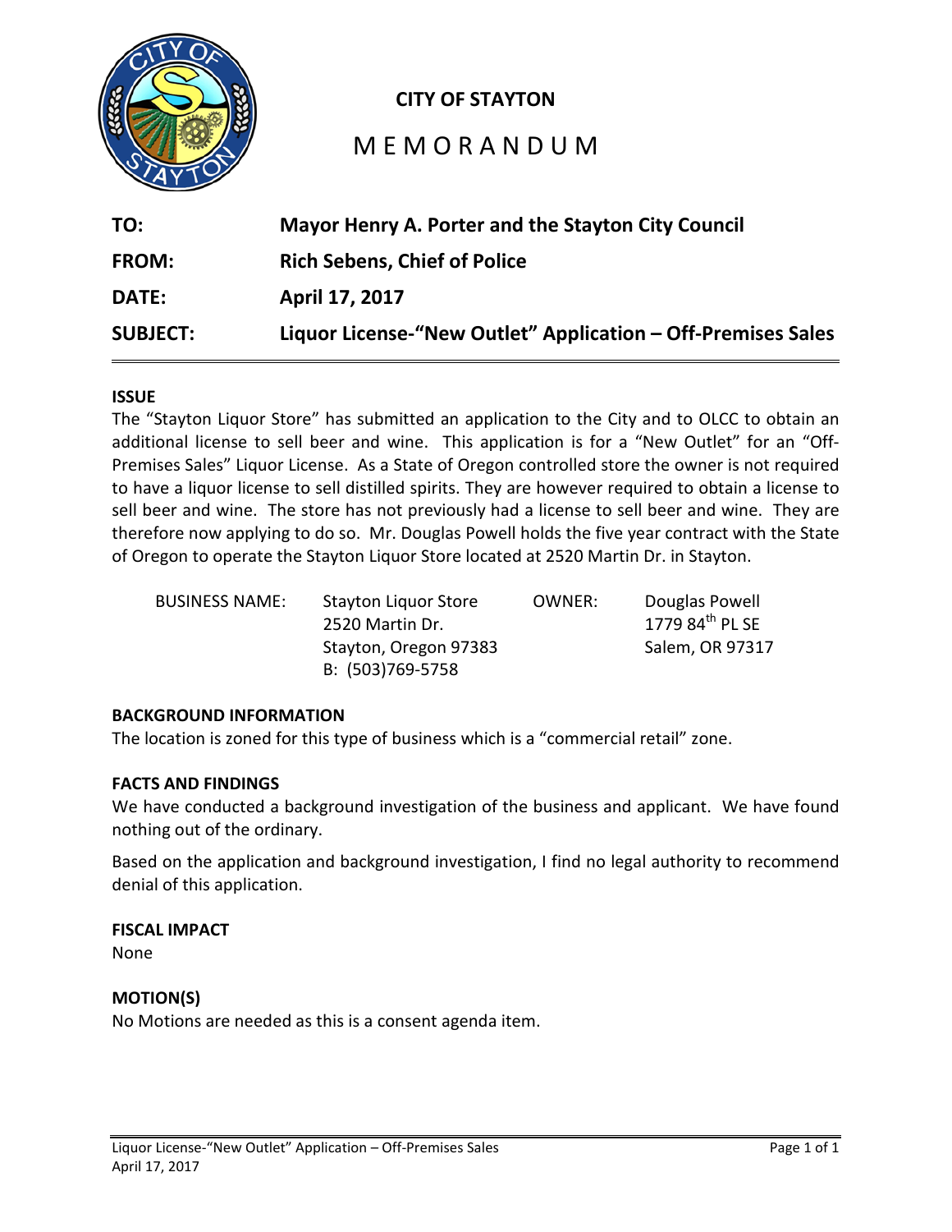# CITY OF STAYTON

## MEMORANDUM

| | |
|---|---|
| **TO:** | **Mayor Henry A. Porter and the Stayton City Council** |
| **FROM:** | **Rich Sebens, Chief of Police** |
| **DATE:** | **April 17, 2017** |
| **SUBJECT:** | **Liquor License-"New Outlet" Application – Off-Premises Sales** |

### ISSUE

The "Stayton Liquor Store" has submitted an application to the City and to OLCC to obtain an additional license to sell beer and wine. This application is for a "New Outlet" for an "Off-Premises Sales" Liquor License. As a State of Oregon controlled store the owner is not required to have a liquor license to sell distilled spirits. They are however required to obtain a license to sell beer and wine. The store has not previously had a license to sell beer and wine. They are therefore now applying to do so. Mr. Douglas Powell holds the five year contract with the State of Oregon to operate the Stayton Liquor Store located at 2520 Martin Dr. in Stayton.

| | | | |
|---|---|---|---|
| BUSINESS NAME: | Stayton Liquor Store<br>2520 Martin Dr.<br>Stayton, Oregon 97383<br>B: (503)769-5758 | OWNER: | Douglas Powell<br>1779 84th PL SE<br>Salem, OR 97317 |

### BACKGROUND INFORMATION

The location is zoned for this type of business which is a "commercial retail" zone.

### FACTS AND FINDINGS

We have conducted a background investigation of the business and applicant. We have found nothing out of the ordinary.

Based on the application and background investigation, I find no legal authority to recommend denial of this application.

### FISCAL IMPACT

None

### MOTION(S)

No Motions are needed as this is a consent agenda item.